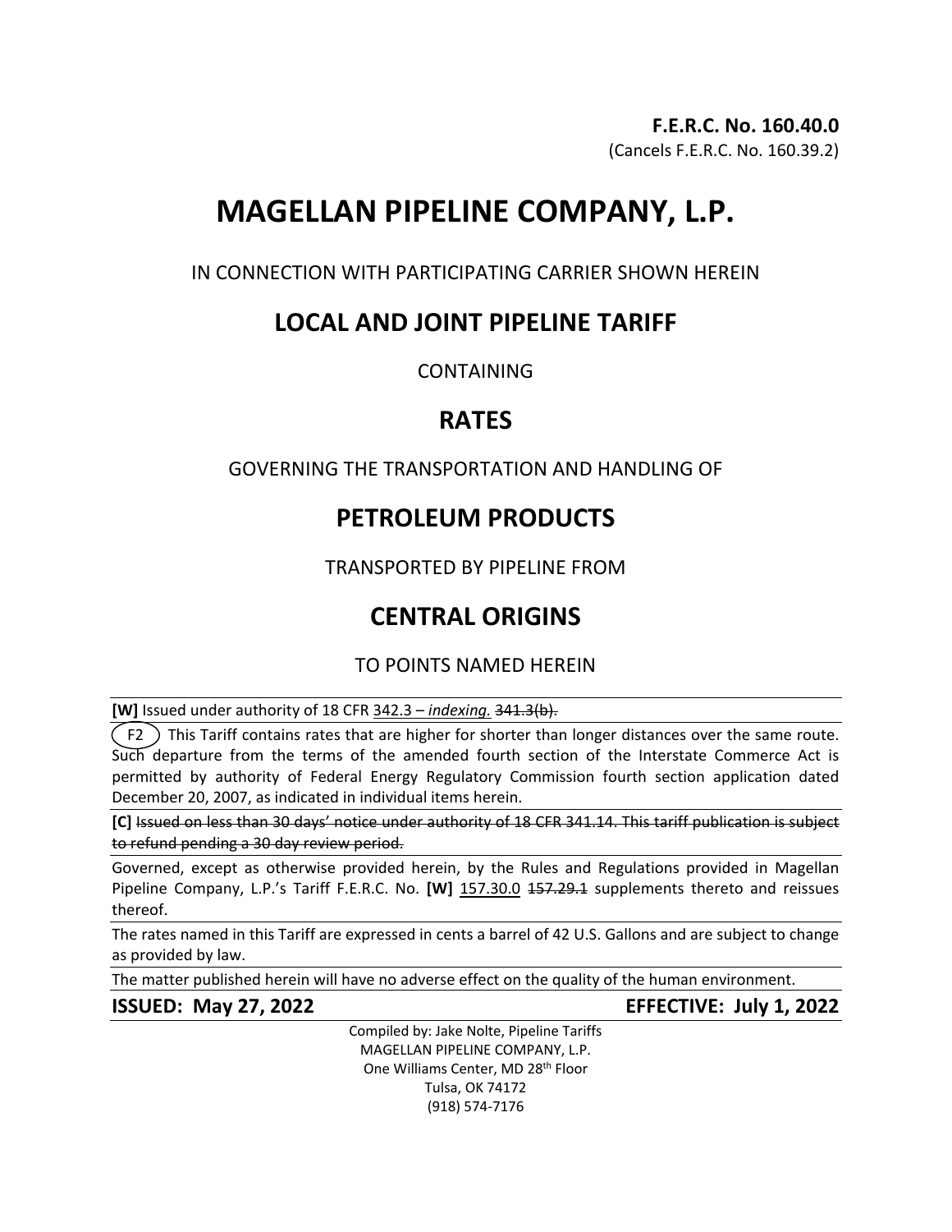**F.E.R.C. No. 160.40.0**
(Cancels F.E.R.C. No. 160.39.2)

# MAGELLAN PIPELINE COMPANY, L.P.

IN CONNECTION WITH PARTICIPATING CARRIER SHOWN HEREIN

## LOCAL AND JOINT PIPELINE TARIFF

CONTAINING

## RATES

GOVERNING THE TRANSPORTATION AND HANDLING OF

## PETROLEUM PRODUCTS

TRANSPORTED BY PIPELINE FROM

## CENTRAL ORIGINS

TO POINTS NAMED HEREIN

**[W]** Issued under authority of 18 CFR 342.3 – *indexing.* ~~341.3(b).~~

(F2) This Tariff contains rates that are higher for shorter than longer distances over the same route. Such departure from the terms of the amended fourth section of the Interstate Commerce Act is permitted by authority of Federal Energy Regulatory Commission fourth section application dated December 20, 2007, as indicated in individual items herein.

**[C]** ~~Issued on less than 30 days' notice under authority of 18 CFR 341.14. This tariff publication is subject to refund pending a 30 day review period.~~

Governed, except as otherwise provided herein, by the Rules and Regulations provided in Magellan Pipeline Company, L.P.'s Tariff F.E.R.C. No. **[W]** 157.30.0 ~~157.29.1~~ supplements thereto and reissues thereof.

The rates named in this Tariff are expressed in cents a barrel of 42 U.S. Gallons and are subject to change as provided by law.

The matter published herein will have no adverse effect on the quality of the human environment.

**ISSUED: May 27, 2022** **EFFECTIVE: July 1, 2022**

Compiled by: Jake Nolte, Pipeline Tariffs
MAGELLAN PIPELINE COMPANY, L.P.
One Williams Center, MD 28th Floor
Tulsa, OK 74172
(918) 574-7176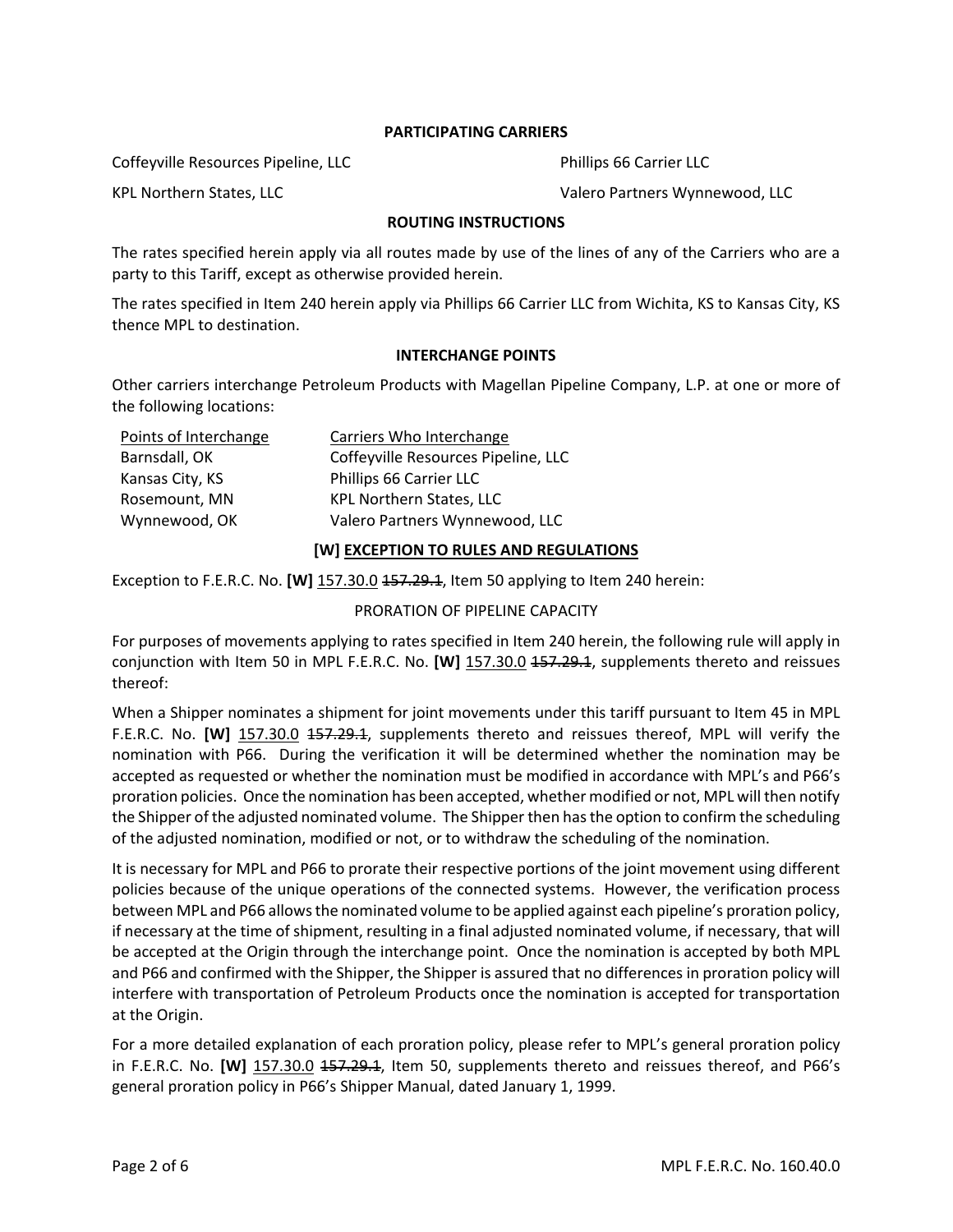**PARTICIPATING CARRIERS**

| | |
|---|---|
| Coffeyville Resources Pipeline, LLC | Phillips 66 Carrier LLC |
| KPL Northern States, LLC | Valero Partners Wynnewood, LLC |

**ROUTING INSTRUCTIONS**

The rates specified herein apply via all routes made by use of the lines of any of the Carriers who are a party to this Tariff, except as otherwise provided herein.

The rates specified in Item 240 herein apply via Phillips 66 Carrier LLC from Wichita, KS to Kansas City, KS thence MPL to destination.

**INTERCHANGE POINTS**

Other carriers interchange Petroleum Products with Magellan Pipeline Company, L.P. at one or more of the following locations:

| Points of Interchange | Carriers Who Interchange |
|---|---|
| Barnsdall, OK | Coffeyville Resources Pipeline, LLC |
| Kansas City, KS | Phillips 66 Carrier LLC |
| Rosemount, MN | KPL Northern States, LLC |
| Wynnewood, OK | Valero Partners Wynnewood, LLC |

**[W] EXCEPTION TO RULES AND REGULATIONS**

Exception to F.E.R.C. No. **[W]** 157.30.0 ~~157.29.1~~, Item 50 applying to Item 240 herein:

PRORATION OF PIPELINE CAPACITY

For purposes of movements applying to rates specified in Item 240 herein, the following rule will apply in conjunction with Item 50 in MPL F.E.R.C. No. **[W]** 157.30.0 ~~157.29.1~~, supplements thereto and reissues thereof:

When a Shipper nominates a shipment for joint movements under this tariff pursuant to Item 45 in MPL F.E.R.C. No. **[W]** 157.30.0 ~~157.29.1~~, supplements thereto and reissues thereof, MPL will verify the nomination with P66. During the verification it will be determined whether the nomination may be accepted as requested or whether the nomination must be modified in accordance with MPL's and P66's proration policies. Once the nomination has been accepted, whether modified or not, MPL will then notify the Shipper of the adjusted nominated volume. The Shipper then has the option to confirm the scheduling of the adjusted nomination, modified or not, or to withdraw the scheduling of the nomination.

It is necessary for MPL and P66 to prorate their respective portions of the joint movement using different policies because of the unique operations of the connected systems. However, the verification process between MPL and P66 allows the nominated volume to be applied against each pipeline's proration policy, if necessary at the time of shipment, resulting in a final adjusted nominated volume, if necessary, that will be accepted at the Origin through the interchange point. Once the nomination is accepted by both MPL and P66 and confirmed with the Shipper, the Shipper is assured that no differences in proration policy will interfere with transportation of Petroleum Products once the nomination is accepted for transportation at the Origin.

For a more detailed explanation of each proration policy, please refer to MPL's general proration policy in F.E.R.C. No. **[W]** 157.30.0 ~~157.29.1~~, Item 50, supplements thereto and reissues thereof, and P66's general proration policy in P66's Shipper Manual, dated January 1, 1999.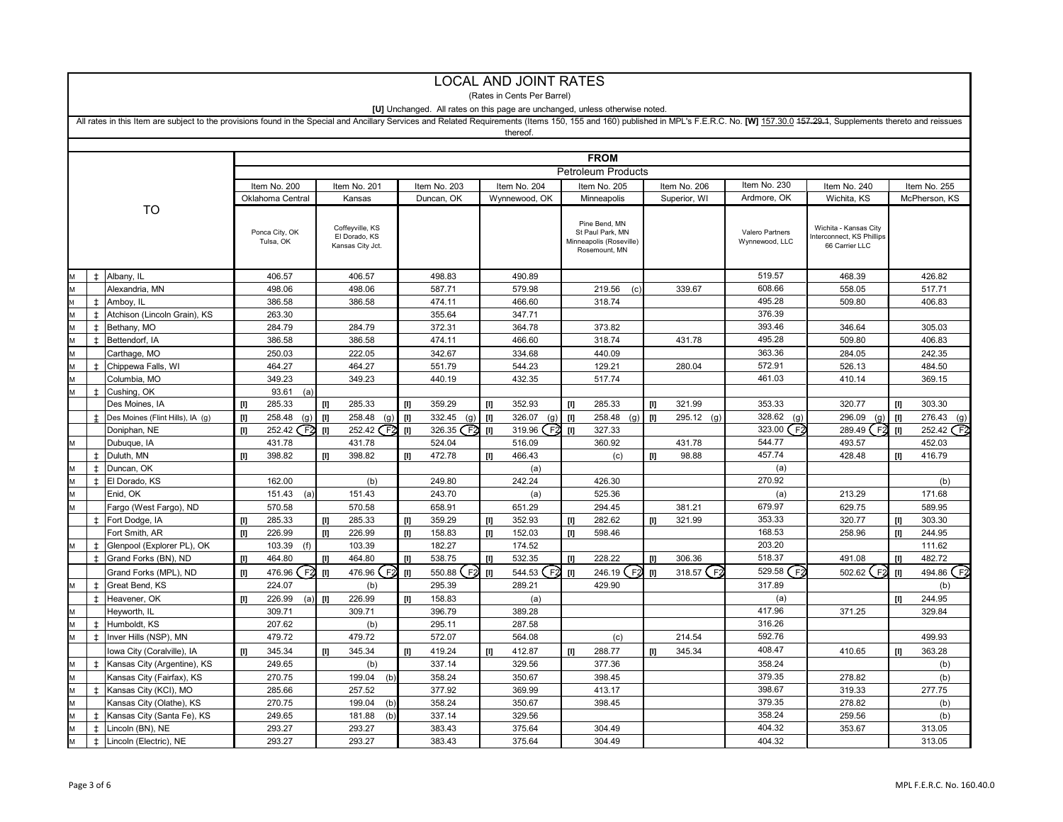# LOCAL AND JOINT RATES

(Rates in Cents Per Barrel)

**[U]** Unchanged. All rates on this page are unchanged, unless otherwise noted.

All rates in this Item are subject to the provisions found in the Special and Ancillary Services and Related Requirements (Items 150, 155 and 160) published in MPL's F.E.R.C. No. **[W]** 157.30.0 ~~157.29.1~~, Supplements thereto and reissues thereof.

| | | TO | FROM | | | | | | | | |
|---|---|---|---|---|---|---|---|---|---|---|---|
| | | | Petroleum Products | | | | | | | | |
| | | | Item No. 200 | Item No. 201 | Item No. 203 | Item No. 204 | Item No. 205 | Item No. 206 | Item No. 230 | Item No. 240 | Item No. 255 |
| | | | Oklahoma Central | Kansas | Duncan, OK | Wynnewood, OK | Minneapolis | Superior, WI | Ardmore, OK | Wichita, KS | McPherson, KS |
| | | | Ponca City, OK Tulsa, OK | Coffeyville, KS El Dorado, KS Kansas City Jct. | | | Pine Bend, MN St Paul Park, MN Minneapolis (Roseville) Rosemount, MN | | Valero Partners Wynnewood, LLC | Wichita - Kansas City Interconnect, KS Phillips 66 Carrier LLC | |
| M | ‡ | Albany, IL | 406.57 | 406.57 | 498.83 | 490.89 | | | 519.57 | 468.39 | 426.82 |
| M | | Alexandria, MN | 498.06 | 498.06 | 587.71 | 579.98 | 219.56 (c) | 339.67 | 608.66 | 558.05 | 517.71 |
| M | ‡ | Amboy, IL | 386.58 | 386.58 | 474.11 | 466.60 | 318.74 | | 495.28 | 509.80 | 406.83 |
| M | ‡ | Atchison (Lincoln Grain), KS | 263.30 | | 355.64 | 347.71 | | | 376.39 | | |
| M | ‡ | Bethany, MO | 284.79 | 284.79 | 372.31 | 364.78 | 373.82 | | 393.46 | 346.64 | 305.03 |
| M | ‡ | Bettendorf, IA | 386.58 | 386.58 | 474.11 | 466.60 | 318.74 | 431.78 | 495.28 | 509.80 | 406.83 |
| M | | Carthage, MO | 250.03 | 222.05 | 342.67 | 334.68 | 440.09 | | 363.36 | 284.05 | 242.35 |
| M | ‡ | Chippewa Falls, WI | 464.27 | 464.27 | 551.79 | 544.23 | 129.21 | 280.04 | 572.91 | 526.13 | 484.50 |
| M | | Columbia, MO | 349.23 | 349.23 | 440.19 | 432.35 | 517.74 | | 461.03 | 410.14 | 369.15 |
| M | ‡ | Cushing, OK | 93.61 (a) | | | | | | | | |
| | | Des Moines, IA | [I] 285.33 | [I] 285.33 | [I] 359.29 | [I] 352.93 | [I] 285.33 | [I] 321.99 | 353.33 | 320.77 | [I] 303.30 |
| | ‡ | Des Moines (Flint Hills), IA (g) | [I] 258.48 (g) | [I] 258.48 (g) | [I] 332.45 (g) | [I] 326.07 (g) | [I] 258.48 (g) | [I] 295.12 (g) | 328.62 (g) | 296.09 (g) | [I] 276.43 (g) |
| | | Doniphan, NE | [I] 252.42 (F2) | [I] 252.42 (F2) | [I] 326.35 (F2) | [I] 319.96 (F2) | [I] 327.33 | | 323.00 (F2) | 289.49 (F2) | [I] 252.42 (F2) |
| M | | Dubuque, IA | 431.78 | 431.78 | 524.04 | 516.09 | 360.92 | 431.78 | 544.77 | 493.57 | 452.03 |
| | ‡ | Duluth, MN | [I] 398.82 | [I] 398.82 | [I] 472.78 | [I] 466.43 | (c) | [I] 98.88 | 457.74 | 428.48 | [I] 416.79 |
| M | ‡ | Duncan, OK | | | | (a) | | | (a) | | |
| M | ‡ | El Dorado, KS | 162.00 | (b) | 249.80 | 242.24 | 426.30 | | 270.92 | | (b) |
| M | | Enid, OK | 151.43 (a) | 151.43 | 243.70 | (a) | 525.36 | | (a) | 213.29 | 171.68 |
| M | | Fargo (West Fargo), ND | 570.58 | 570.58 | 658.91 | 651.29 | 294.45 | 381.21 | 679.97 | 629.75 | 589.95 |
| | ‡ | Fort Dodge, IA | [I] 285.33 | [I] 285.33 | [I] 359.29 | [I] 352.93 | [I] 282.62 | [I] 321.99 | 353.33 | 320.77 | [I] 303.30 |
| | | Fort Smith, AR | [I] 226.99 | [I] 226.99 | [I] 158.83 | [I] 152.03 | [I] 598.46 | | 168.53 | 258.96 | [I] 244.95 |
| M | ‡ | Glenpool (Explorer PL), OK | 103.39 (f) | 103.39 | 182.27 | 174.52 | | | 203.20 | | 111.62 |
| | ‡ | Grand Forks (BN), ND | [I] 464.80 | [I] 464.80 | [I] 538.75 | [I] 532.35 | [I] 228.22 | [I] 306.36 | 518.37 | 491.08 | [I] 482.72 |
| | | Grand Forks (MPL), ND | [I] 476.96 (F2) | [I] 476.96 (F2) | [I] 550.88 (F2) | [I] 544.53 (F2) | [I] 246.19 (F2) | [I] 318.57 (F2) | 529.58 (F2) | 502.62 (F2) | [I] 494.86 (F2) |
| M | ‡ | Great Bend, KS | 224.07 | (b) | 295.39 | 289.21 | 429.90 | | 317.89 | | (b) |
| | ‡ | Heavener, OK | [I] 226.99 (a) | [I] 226.99 | [I] 158.83 | (a) | | | (a) | | [I] 244.95 |
| M | | Heyworth, IL | 309.71 | 309.71 | 396.79 | 389.28 | | | 417.96 | 371.25 | 329.84 |
| M | ‡ | Humboldt, KS | 207.62 | (b) | 295.11 | 287.58 | | | 316.26 | | |
| M | ‡ | Inver Hills (NSP), MN | 479.72 | 479.72 | 572.07 | 564.08 | (c) | 214.54 | 592.76 | | 499.93 |
| | | Iowa City (Coralville), IA | [I] 345.34 | [I] 345.34 | [I] 419.24 | [I] 412.87 | [I] 288.77 | [I] 345.34 | 408.47 | 410.65 | [I] 363.28 |
| M | ‡ | Kansas City (Argentine), KS | 249.65 | (b) | 337.14 | 329.56 | 377.36 | | 358.24 | | (b) |
| M | | Kansas City (Fairfax), KS | 270.75 | 199.04 (b) | 358.24 | 350.67 | 398.45 | | 379.35 | 278.82 | (b) |
| M | ‡ | Kansas City (KCI), MO | 285.66 | 257.52 | 377.92 | 369.99 | 413.17 | | 398.67 | 319.33 | 277.75 |
| M | | Kansas City (Olathe), KS | 270.75 | 199.04 (b) | 358.24 | 350.67 | 398.45 | | 379.35 | 278.82 | (b) |
| M | ‡ | Kansas City (Santa Fe), KS | 249.65 | 181.88 (b) | 337.14 | 329.56 | | | 358.24 | 259.56 | (b) |
| M | ‡ | Lincoln (BN), NE | 293.27 | 293.27 | 383.43 | 375.64 | 304.49 | | 404.32 | 353.67 | 313.05 |
| M | ‡ | Lincoln (Electric), NE | 293.27 | 293.27 | 383.43 | 375.64 | 304.49 | | 404.32 | | 313.05 |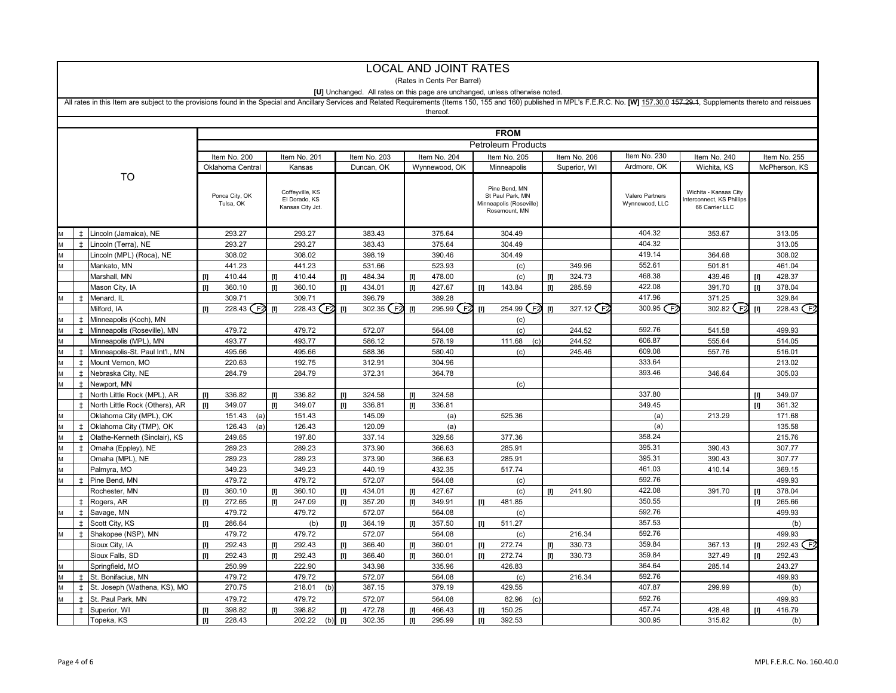# LOCAL AND JOINT RATES

(Rates in Cents Per Barrel)

**[U]** Unchanged. All rates on this page are unchanged, unless otherwise noted.

All rates in this Item are subject to the provisions found in the Special and Ancillary Services and Related Requirements (Items 150, 155 and 160) published in MPL's F.E.R.C. No. **[W]** 157.30.0 ~~157.29.1~~, Supplements thereto and reissues thereof.

| | | TO | FROM | | | | | | | | | |
|---|---|---|---|---|---|---|---|---|---|---|---|---|
| | | | Petroleum Products | | | | | | | | | |
| | | | Item No. 200 | Item No. 201 | Item No. 203 | Item No. 204 | Item No. 205 | Item No. 206 | Item No. 230 | Item No. 240 | Item No. 255 |
| | | | Oklahoma Central | Kansas | Duncan, OK | Wynnewood, OK | Minneapolis | Superior, WI | Ardmore, OK | Wichita, KS | McPherson, KS |
| | | | Ponca City, OK Tulsa, OK | Coffeyville, KS El Dorado, KS Kansas City Jct. | | | Pine Bend, MN St Paul Park, MN Minneapolis (Roseville) Rosemount, MN | | Valero Partners Wynnewood, LLC | Wichita - Kansas City Interconnect, KS Phillips 66 Carrier LLC | |
| M | ‡ | Lincoln (Jamaica), NE | 293.27 | 293.27 | 383.43 | 375.64 | 304.49 | | 404.32 | 353.67 | 313.05 |
| M | ‡ | Lincoln (Terra), NE | 293.27 | 293.27 | 383.43 | 375.64 | 304.49 | | 404.32 | | 313.05 |
| M | | Lincoln (MPL) (Roca), NE | 308.02 | 308.02 | 398.19 | 390.46 | 304.49 | | 419.14 | 364.68 | 308.02 |
| M | | Mankato, MN | 441.23 | 441.23 | 531.66 | 523.93 | (c) | 349.96 | 552.61 | 501.81 | 461.04 |
| | | Marshall, MN | [I] 410.44 | [I] 410.44 | [I] 484.34 | [I] 478.00 | (c) | [I] 324.73 | 468.38 | 439.46 | [I] 428.37 |
| | | Mason City, IA | [I] 360.10 | [I] 360.10 | [I] 434.01 | [I] 427.67 | [I] 143.84 | [I] 285.59 | 422.08 | 391.70 | [I] 378.04 |
| M | ‡ | Menard, IL | 309.71 | 309.71 | 396.79 | 389.28 | | | 417.96 | 371.25 | 329.84 |
| | | Milford, IA | [I] 228.43 (F2) | [I] 228.43 (F2) | [I] 302.35 (F2) | [I] 295.99 (F2) | [I] 254.99 (F2) | [I] 327.12 (F2) | 300.95 (F2) | 302.82 (F2) | [I] 228.43 (F2) |
| M | ‡ | Minneapolis (Koch), MN | | | | | (c) | | | | |
| M | ‡ | Minneapolis (Roseville), MN | 479.72 | 479.72 | 572.07 | 564.08 | (c) | 244.52 | 592.76 | 541.58 | 499.93 |
| M | | Minneapolis (MPL), MN | 493.77 | 493.77 | 586.12 | 578.19 | 111.68 (c) | 244.52 | 606.87 | 555.64 | 514.05 |
| M | ‡ | Minneapolis-St. Paul Int'l., MN | 495.66 | 495.66 | 588.36 | 580.40 | (c) | 245.46 | 609.08 | 557.76 | 516.01 |
| M | ‡ | Mount Vernon, MO | 220.63 | 192.75 | 312.91 | 304.96 | | | 333.64 | | 213.02 |
| M | ‡ | Nebraska City, NE | 284.79 | 284.79 | 372.31 | 364.78 | | | 393.46 | 346.64 | 305.03 |
| M | ‡ | Newport, MN | | | | | (c) | | | | |
| | ‡ | North Little Rock (MPL), AR | [I] 336.82 | [I] 336.82 | [I] 324.58 | [I] 324.58 | | | 337.80 | | [I] 349.07 |
| | ‡ | North Little Rock (Others), AR | [I] 349.07 | [I] 349.07 | [I] 336.81 | [I] 336.81 | | | 349.45 | | [I] 361.32 |
| M | | Oklahoma City (MPL), OK | 151.43 (a) | 151.43 | 145.09 | (a) | 525.36 | | (a) | 213.29 | 171.68 |
| M | ‡ | Oklahoma City (TMP), OK | 126.43 (a) | 126.43 | 120.09 | (a) | | | (a) | | 135.58 |
| M | ‡ | Olathe-Kenneth (Sinclair), KS | 249.65 | 197.80 | 337.14 | 329.56 | 377.36 | | 358.24 | | 215.76 |
| M | ‡ | Omaha (Eppley), NE | 289.23 | 289.23 | 373.90 | 366.63 | 285.91 | | 395.31 | 390.43 | 307.77 |
| M | | Omaha (MPL), NE | 289.23 | 289.23 | 373.90 | 366.63 | 285.91 | | 395.31 | 390.43 | 307.77 |
| M | | Palmyra, MO | 349.23 | 349.23 | 440.19 | 432.35 | 517.74 | | 461.03 | 410.14 | 369.15 |
| M | ‡ | Pine Bend, MN | 479.72 | 479.72 | 572.07 | 564.08 | (c) | | 592.76 | | 499.93 |
| | | Rochester, MN | [I] 360.10 | [I] 360.10 | [I] 434.01 | [I] 427.67 | (c) | [I] 241.90 | 422.08 | 391.70 | [I] 378.04 |
| | ‡ | Rogers, AR | [I] 272.65 | [I] 247.09 | [I] 357.20 | [I] 349.91 | [I] 481.85 | | 350.55 | | [I] 265.66 |
| M | ‡ | Savage, MN | 479.72 | 479.72 | 572.07 | 564.08 | (c) | | 592.76 | | 499.93 |
| | ‡ | Scott City, KS | [I] 286.64 | (b) | [I] 364.19 | [I] 357.50 | [I] 511.27 | | 357.53 | | (b) |
| M | ‡ | Shakopee (NSP), MN | 479.72 | 479.72 | 572.07 | 564.08 | (c) | 216.34 | 592.76 | | 499.93 |
| | | Sioux City, IA | [I] 292.43 | [I] 292.43 | [I] 366.40 | [I] 360.01 | [I] 272.74 | [I] 330.73 | 359.84 | 367.13 | [I] 292.43 (F2) |
| | | Sioux Falls, SD | [I] 292.43 | [I] 292.43 | [I] 366.40 | [I] 360.01 | [I] 272.74 | [I] 330.73 | 359.84 | 327.49 | [I] 292.43 |
| M | | Springfield, MO | 250.99 | 222.90 | 343.98 | 335.96 | 426.83 | | 364.64 | 285.14 | 243.27 |
| M | ‡ | St. Bonifacius, MN | 479.72 | 479.72 | 572.07 | 564.08 | (c) | 216.34 | 592.76 | | 499.93 |
| M | ‡ | St. Joseph (Wathena, KS), MO | 270.75 | 218.01 (b) | 387.15 | 379.19 | 429.55 | | 407.87 | 299.99 | (b) |
| M | ‡ | St. Paul Park, MN | 479.72 | 479.72 | 572.07 | 564.08 | 82.96 (c) | | 592.76 | | 499.93 |
| | ‡ | Superior, WI | [I] 398.82 | [I] 398.82 | [I] 472.78 | [I] 466.43 | [I] 150.25 | | 457.74 | 428.48 | [I] 416.79 |
| | | Topeka, KS | [I] 228.43 | 202.22 (b) | [I] 302.35 | [I] 295.99 | [I] 392.53 | | 300.95 | 315.82 | (b) |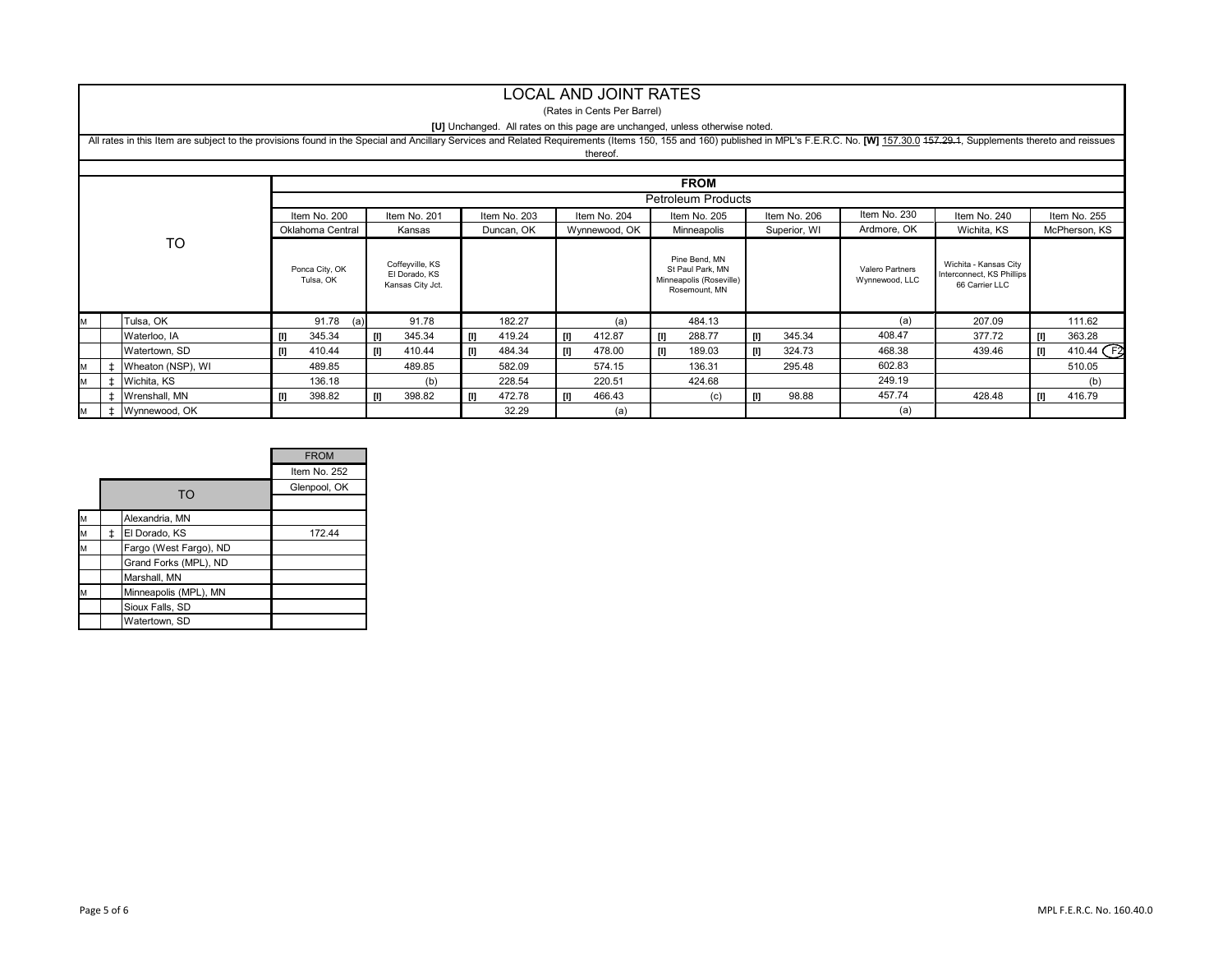# LOCAL AND JOINT RATES

(Rates in Cents Per Barrel)

**[U]** Unchanged. All rates on this page are unchanged, unless otherwise noted.

All rates in this Item are subject to the provisions found in the Special and Ancillary Services and Related Requirements (Items 150, 155 and 160) published in MPL's F.E.R.C. No. **[W]** 157.30.0 ~~157.29.1~~, Supplements thereto and reissues thereof.

| | | TO | FROM: Petroleum Products | | | | | | | | |
|---|---|---|---|---|---|---|---|---|---|---|---|
| | | | Item No. 200 | Item No. 201 | Item No. 203 | Item No. 204 | Item No. 205 | Item No. 206 | Item No. 230 | Item No. 240 | Item No. 255 |
| | | | Oklahoma Central | Kansas | Duncan, OK | Wynnewood, OK | Minneapolis | Superior, WI | Ardmore, OK | Wichita, KS | McPherson, KS |
| | | | Ponca City, OK Tulsa, OK | Coffeyville, KS El Dorado, KS Kansas City Jct. | | | Pine Bend, MN St Paul Park, MN Minneapolis (Roseville) Rosemount, MN | | Valero Partners Wynnewood, LLC | Wichita - Kansas City Interconnect, KS Phillips 66 Carrier LLC | |
| M | | Tulsa, OK | 91.78 (a) | 91.78 | 182.27 | (a) | 484.13 | | (a) | 207.09 | 111.62 |
| | | Waterloo, IA | [I] 345.34 | [I] 345.34 | [I] 419.24 | [I] 412.87 | [I] 288.77 | [I] 345.34 | 408.47 | 377.72 | [I] 363.28 |
| | | Watertown, SD | [I] 410.44 | [I] 410.44 | [I] 484.34 | [I] 478.00 | [I] 189.03 | [I] 324.73 | 468.38 | 439.46 | [I] 410.44 (F2) |
| M | ‡ | Wheaton (NSP), WI | 489.85 | 489.85 | 582.09 | 574.15 | 136.31 | 295.48 | 602.83 | | 510.05 |
| M | ‡ | Wichita, KS | 136.18 | (b) | 228.54 | 220.51 | 424.68 | | 249.19 | | (b) |
| | ‡ | Wrenshall, MN | [I] 398.82 | [I] 398.82 | [I] 472.78 | [I] 466.43 | (c) | [I] 98.88 | 457.74 | 428.48 | [I] 416.79 |
| M | ‡ | Wynnewood, OK | | | 32.29 | (a) | | | (a) | | |

| | | TO | FROM |
|---|---|---|---|
| | | | Item No. 252 |
| | | | Glenpool, OK |
| M | | Alexandria, MN | |
| M | ‡ | El Dorado, KS | 172.44 |
| M | | Fargo (West Fargo), ND | |
| | | Grand Forks (MPL), ND | |
| | | Marshall, MN | |
| M | | Minneapolis (MPL), MN | |
| | | Sioux Falls, SD | |
| | | Watertown, SD | |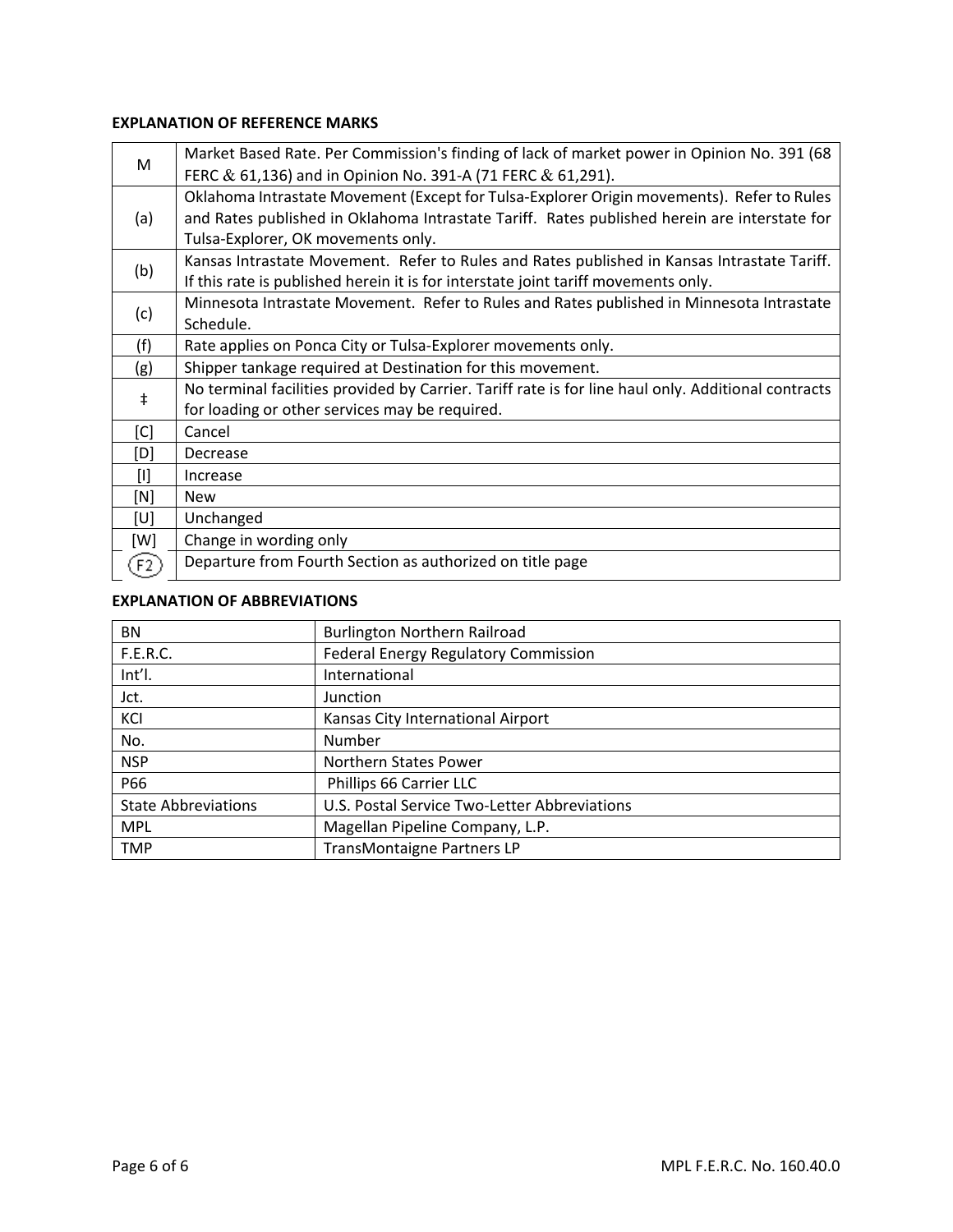**EXPLANATION OF REFERENCE MARKS**

| | |
|---|---|
| M | Market Based Rate. Per Commission's finding of lack of market power in Opinion No. 391 (68 FERC & 61,136) and in Opinion No. 391-A (71 FERC & 61,291). |
| (a) | Oklahoma Intrastate Movement (Except for Tulsa-Explorer Origin movements). Refer to Rules and Rates published in Oklahoma Intrastate Tariff. Rates published herein are interstate for Tulsa-Explorer, OK movements only. |
| (b) | Kansas Intrastate Movement. Refer to Rules and Rates published in Kansas Intrastate Tariff. If this rate is published herein it is for interstate joint tariff movements only. |
| (c) | Minnesota Intrastate Movement. Refer to Rules and Rates published in Minnesota Intrastate Schedule. |
| (f) | Rate applies on Ponca City or Tulsa-Explorer movements only. |
| (g) | Shipper tankage required at Destination for this movement. |
| ‡ | No terminal facilities provided by Carrier. Tariff rate is for line haul only. Additional contracts for loading or other services may be required. |
| [C] | Cancel |
| [D] | Decrease |
| [I] | Increase |
| [N] | New |
| [U] | Unchanged |
| [W] | Change in wording only |
| (F2) | Departure from Fourth Section as authorized on title page |

**EXPLANATION OF ABBREVIATIONS**

| | |
|---|---|
| BN | Burlington Northern Railroad |
| F.E.R.C. | Federal Energy Regulatory Commission |
| Int'l. | International |
| Jct. | Junction |
| KCI | Kansas City International Airport |
| No. | Number |
| NSP | Northern States Power |
| P66 | Phillips 66 Carrier LLC |
| State Abbreviations | U.S. Postal Service Two-Letter Abbreviations |
| MPL | Magellan Pipeline Company, L.P. |
| TMP | TransMontaigne Partners LP |